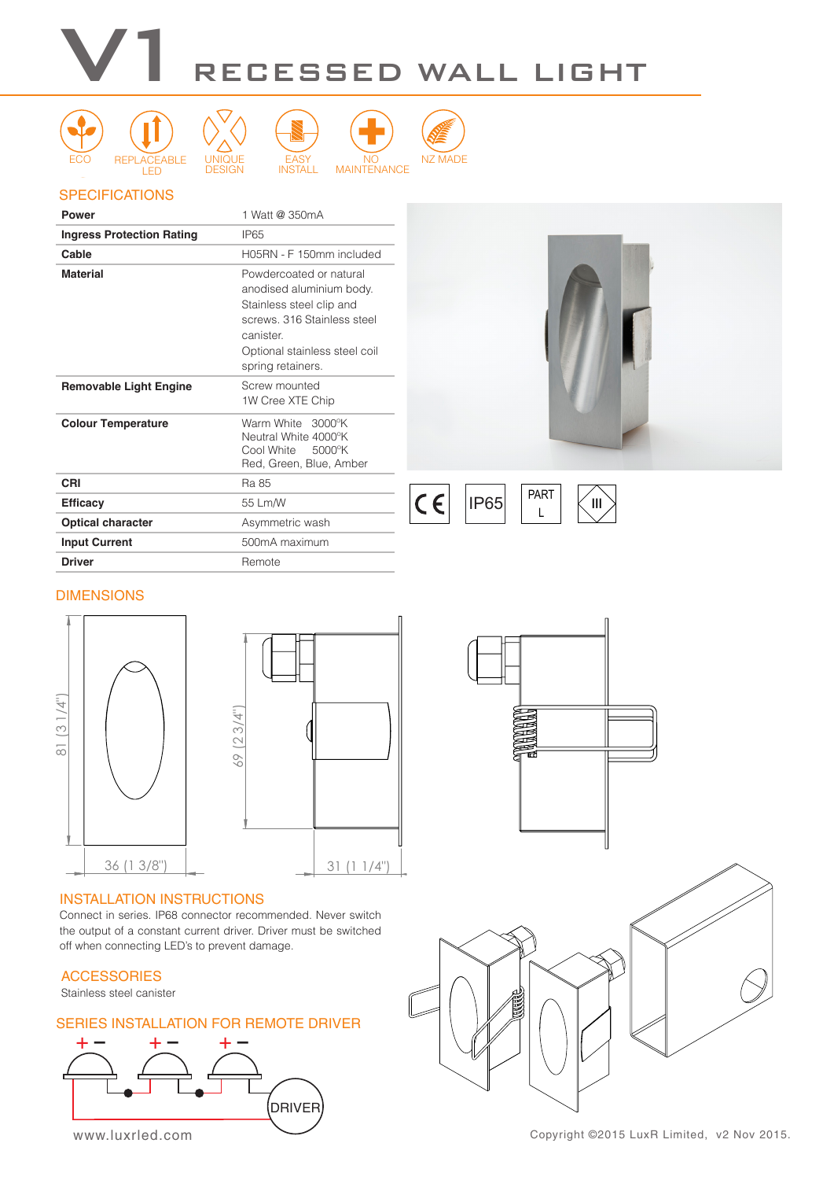# V1 RECESSED WALL LIGHT

ECO · REPLACEABLE LED · UNIQUE DESIGN · EASY INSTALL · NO MAINTENANCE · NZ MADE

## SPECIFICATIONS

| | |
|---|---|
| **Power** | 1 Watt @ 350mA |
| **Ingress Protection Rating** | IP65 |
| **Cable** | H05RN - F 150mm included |
| **Material** | Powdercoated or natural anodised aluminium body. Stainless steel clip and screws. 316 Stainless steel canister. Optional stainless steel coil spring retainers. |
| **Removable Light Engine** | Screw mounted 1W Cree XTE Chip |
| **Colour Temperature** | Warm White 3000°K<br>Neutral White 4000°K<br>Cool White 5000°K<br>Red, Green, Blue, Amber |
| **CRI** | Ra 85 |
| **Efficacy** | 55 Lm/W |
| **Optical character** | Asymmetric wash |
| **Input Current** | 500mA maximum |
| **Driver** | Remote |

CE · IP65 · PART L · III

## DIMENSIONS

81 (3 1/4")

36 (1 3/8")

69 (2 3/4")

31 (1 1/4")

## INSTALLATION INSTRUCTIONS

Connect in series. IP68 connector recommended. Never switch the output of a constant current driver. Driver must be switched off when connecting LED's to prevent damage.

## ACCESSORIES

Stainless steel canister

## SERIES INSTALLATION FOR REMOTE DRIVER

+ − + − + −

DRIVER

www.luxrled.com

Copyright ©2015 LuxR Limited, v2 Nov 2015.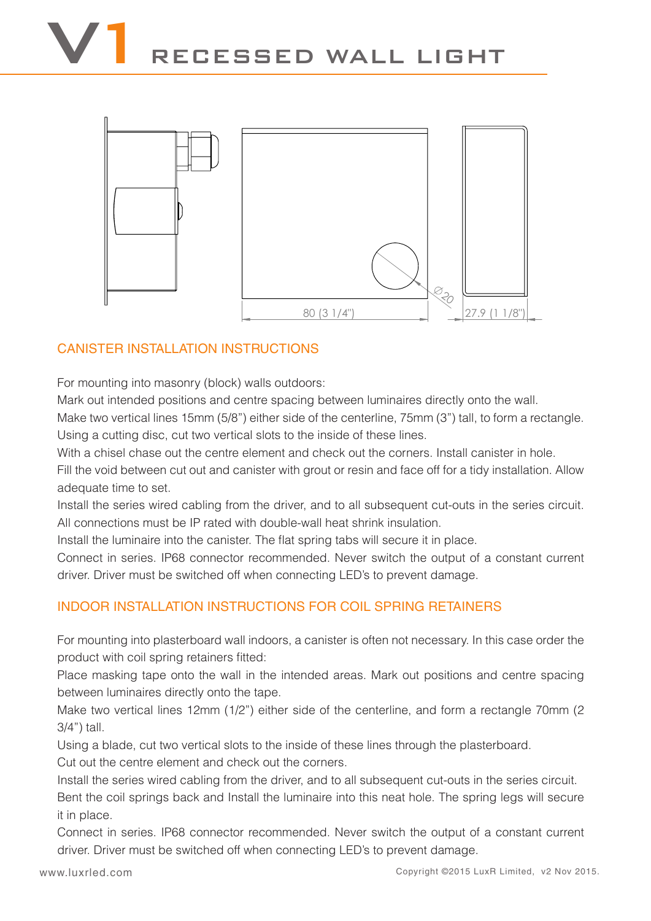# V1 RECESSED WALL LIGHT

Ø20

80 (3 1/4")

27.9 (1 1/8")

## CANISTER INSTALLATION INSTRUCTIONS

For mounting into masonry (block) walls outdoors:

Mark out intended positions and centre spacing between luminaires directly onto the wall.

Make two vertical lines 15mm (5/8") either side of the centerline, 75mm (3") tall, to form a rectangle.

Using a cutting disc, cut two vertical slots to the inside of these lines.

With a chisel chase out the centre element and check out the corners. Install canister in hole.

Fill the void between cut out and canister with grout or resin and face off for a tidy installation. Allow adequate time to set.

Install the series wired cabling from the driver, and to all subsequent cut-outs in the series circuit. All connections must be IP rated with double-wall heat shrink insulation.

Install the luminaire into the canister. The flat spring tabs will secure it in place.

Connect in series. IP68 connector recommended. Never switch the output of a constant current driver. Driver must be switched off when connecting LED's to prevent damage.

## INDOOR INSTALLATION INSTRUCTIONS FOR COIL SPRING RETAINERS

For mounting into plasterboard wall indoors, a canister is often not necessary. In this case order the product with coil spring retainers fitted:

Place masking tape onto the wall in the intended areas. Mark out positions and centre spacing between luminaires directly onto the tape.

Make two vertical lines 12mm (1/2") either side of the centerline, and form a rectangle 70mm (2 3/4") tall.

Using a blade, cut two vertical slots to the inside of these lines through the plasterboard.

Cut out the centre element and check out the corners.

Install the series wired cabling from the driver, and to all subsequent cut-outs in the series circuit.

Bent the coil springs back and Install the luminaire into this neat hole. The spring legs will secure it in place.

Connect in series. IP68 connector recommended. Never switch the output of a constant current driver. Driver must be switched off when connecting LED's to prevent damage.

www.luxrled.com

Copyright ©2015 LuxR Limited, v2 Nov 2015.